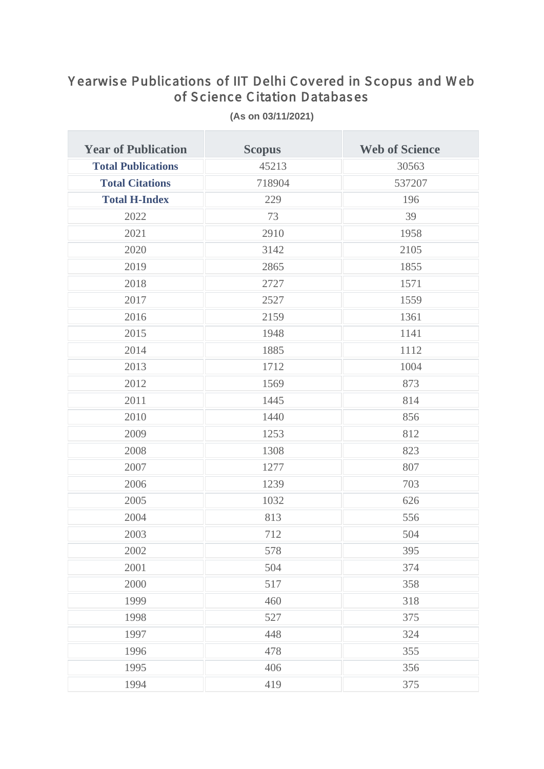# Yearwise Publications of IIT Delhi Covered in Scopus and Web of Science Citation Databases

**(As on 03/11/2021)**

| Year of Publication | Scopus | Web of Science |
|---|---|---|
| **Total Publications** | 45213 | 30563 |
| **Total Citations** | 718904 | 537207 |
| **Total H-Index** | 229 | 196 |
| 2022 | 73 | 39 |
| 2021 | 2910 | 1958 |
| 2020 | 3142 | 2105 |
| 2019 | 2865 | 1855 |
| 2018 | 2727 | 1571 |
| 2017 | 2527 | 1559 |
| 2016 | 2159 | 1361 |
| 2015 | 1948 | 1141 |
| 2014 | 1885 | 1112 |
| 2013 | 1712 | 1004 |
| 2012 | 1569 | 873 |
| 2011 | 1445 | 814 |
| 2010 | 1440 | 856 |
| 2009 | 1253 | 812 |
| 2008 | 1308 | 823 |
| 2007 | 1277 | 807 |
| 2006 | 1239 | 703 |
| 2005 | 1032 | 626 |
| 2004 | 813 | 556 |
| 2003 | 712 | 504 |
| 2002 | 578 | 395 |
| 2001 | 504 | 374 |
| 2000 | 517 | 358 |
| 1999 | 460 | 318 |
| 1998 | 527 | 375 |
| 1997 | 448 | 324 |
| 1996 | 478 | 355 |
| 1995 | 406 | 356 |
| 1994 | 419 | 375 |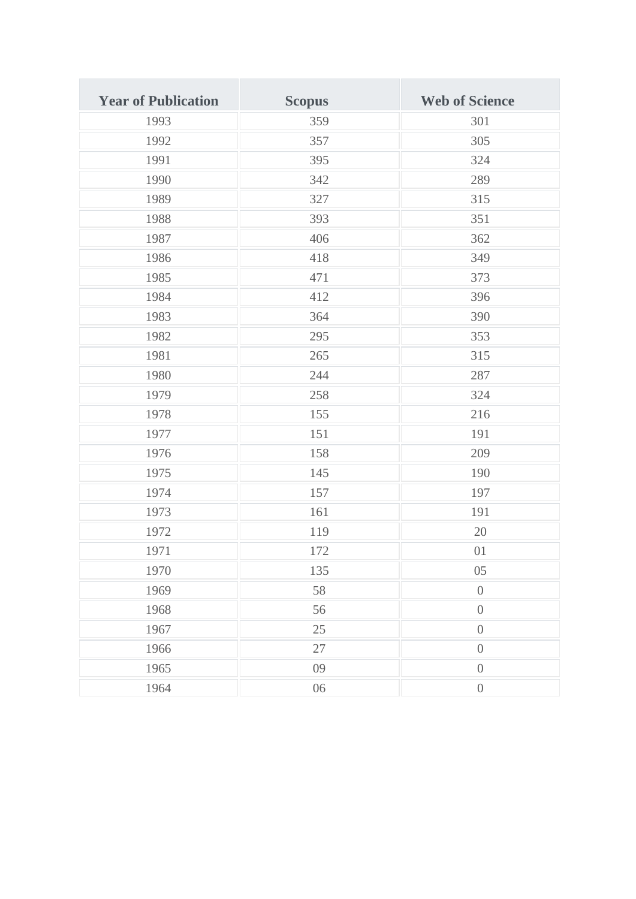| Year of Publication | Scopus | Web of Science |
|---|---|---|
| 1993 | 359 | 301 |
| 1992 | 357 | 305 |
| 1991 | 395 | 324 |
| 1990 | 342 | 289 |
| 1989 | 327 | 315 |
| 1988 | 393 | 351 |
| 1987 | 406 | 362 |
| 1986 | 418 | 349 |
| 1985 | 471 | 373 |
| 1984 | 412 | 396 |
| 1983 | 364 | 390 |
| 1982 | 295 | 353 |
| 1981 | 265 | 315 |
| 1980 | 244 | 287 |
| 1979 | 258 | 324 |
| 1978 | 155 | 216 |
| 1977 | 151 | 191 |
| 1976 | 158 | 209 |
| 1975 | 145 | 190 |
| 1974 | 157 | 197 |
| 1973 | 161 | 191 |
| 1972 | 119 | 20 |
| 1971 | 172 | 01 |
| 1970 | 135 | 05 |
| 1969 | 58 | 0 |
| 1968 | 56 | 0 |
| 1967 | 25 | 0 |
| 1966 | 27 | 0 |
| 1965 | 09 | 0 |
| 1964 | 06 | 0 |